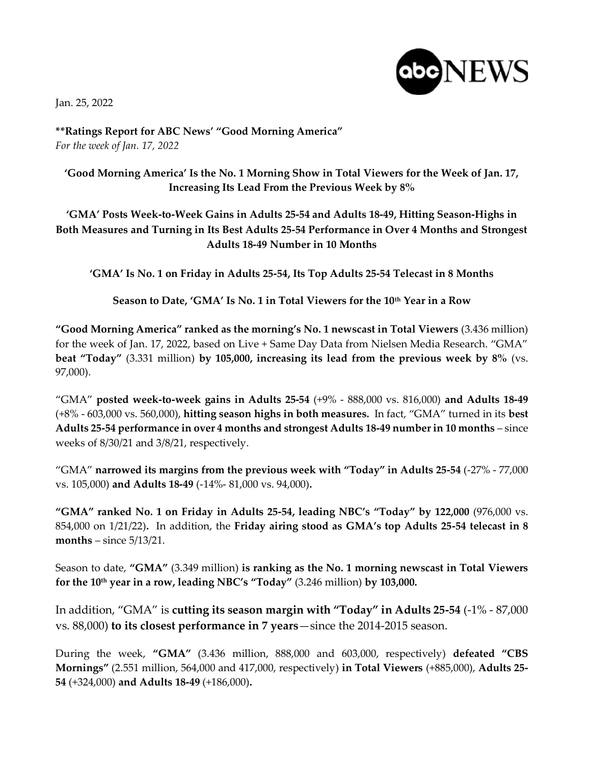Jan. 25, 2022

**Ratings Report for ABC News' "Good Morning America"**
*For the week of Jan. 17, 2022*

**'Good Morning America' Is the No. 1 Morning Show in Total Viewers for the Week of Jan. 17, Increasing Its Lead From the Previous Week by 8%**

**'GMA' Posts Week-to-Week Gains in Adults 25-54 and Adults 18-49, Hitting Season-Highs in Both Measures and Turning in Its Best Adults 25-54 Performance in Over 4 Months and Strongest Adults 18-49 Number in 10 Months**

**'GMA' Is No. 1 on Friday in Adults 25-54, Its Top Adults 25-54 Telecast in 8 Months**

**Season to Date, 'GMA' Is No. 1 in Total Viewers for the 10th Year in a Row**

**"Good Morning America" ranked as the morning's No. 1 newscast in Total Viewers** (3.436 million) for the week of Jan. 17, 2022, based on Live + Same Day Data from Nielsen Media Research. "GMA" **beat "Today"** (3.331 million) **by 105,000, increasing its lead from the previous week by 8%** (vs. 97,000).

"GMA" **posted week-to-week gains in Adults 25-54** (+9% - 888,000 vs. 816,000) **and Adults 18-49** (+8% - 603,000 vs. 560,000), **hitting season highs in both measures.** In fact, "GMA" turned in its **best Adults 25-54 performance in over 4 months and strongest Adults 18-49 number in 10 months** – since weeks of 8/30/21 and 3/8/21, respectively.

"GMA" **narrowed its margins from the previous week with "Today" in Adults 25-54** (-27% - 77,000 vs. 105,000) **and Adults 18-49** (-14%- 81,000 vs. 94,000)**.**

**"GMA" ranked No. 1 on Friday in Adults 25-54, leading NBC's "Today" by 122,000** (976,000 vs. 854,000 on 1/21/22)**.** In addition, the **Friday airing stood as GMA's top Adults 25-54 telecast in 8 months** – since 5/13/21.

Season to date, **"GMA"** (3.349 million) **is ranking as the No. 1 morning newscast in Total Viewers for the 10th year in a row, leading NBC's "Today"** (3.246 million) **by 103,000.**

In addition, "GMA" is **cutting its season margin with "Today" in Adults 25-54** (-1% - 87,000 vs. 88,000) **to its closest performance in 7 years**—since the 2014-2015 season.

During the week, **"GMA"** (3.436 million, 888,000 and 603,000, respectively) **defeated "CBS Mornings"** (2.551 million, 564,000 and 417,000, respectively) **in Total Viewers** (+885,000), **Adults 25-54** (+324,000) **and Adults 18-49** (+186,000)**.**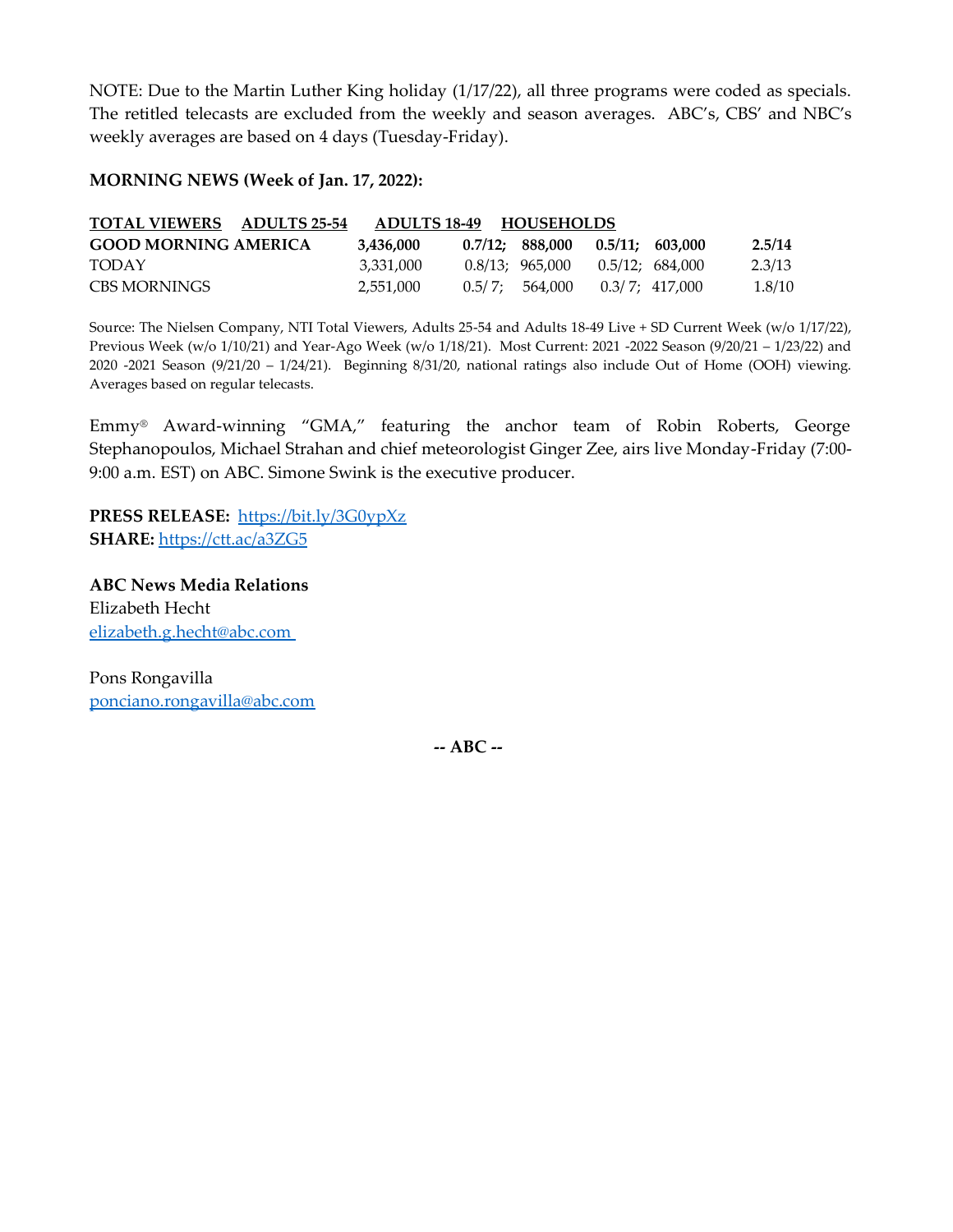NOTE: Due to the Martin Luther King holiday (1/17/22), all three programs were coded as specials. The retitled telecasts are excluded from the weekly and season averages. ABC's, CBS' and NBC's weekly averages are based on 4 days (Tuesday-Friday).

**MORNING NEWS (Week of Jan. 17, 2022):**

| | TOTAL VIEWERS | ADULTS 25-54 | ADULTS 18-49 | HOUSEHOLDS |
|---|---|---|---|---|
| **GOOD MORNING AMERICA** | **3,436,000** | **0.7/12; 888,000** | **0.5/11; 603,000** | **2.5/14** |
| TODAY | 3,331,000 | 0.8/13; 965,000 | 0.5/12; 684,000 | 2.3/13 |
| CBS MORNINGS | 2,551,000 | 0.5/ 7; 564,000 | 0.3/ 7; 417,000 | 1.8/10 |

Source: The Nielsen Company, NTI Total Viewers, Adults 25-54 and Adults 18-49 Live + SD Current Week (w/o 1/17/22), Previous Week (w/o 1/10/21) and Year-Ago Week (w/o 1/18/21). Most Current: 2021 -2022 Season (9/20/21 – 1/23/22) and 2020 -2021 Season (9/21/20 – 1/24/21). Beginning 8/31/20, national ratings also include Out of Home (OOH) viewing. Averages based on regular telecasts.

Emmy® Award-winning "GMA," featuring the anchor team of Robin Roberts, George Stephanopoulos, Michael Strahan and chief meteorologist Ginger Zee, airs live Monday-Friday (7:00-9:00 a.m. EST) on ABC. Simone Swink is the executive producer.

**PRESS RELEASE:** https://bit.ly/3G0ypXz
**SHARE:** https://ctt.ac/a3ZG5

**ABC News Media Relations**
Elizabeth Hecht
elizabeth.g.hecht@abc.com

Pons Rongavilla
ponciano.rongavilla@abc.com

**-- ABC --**